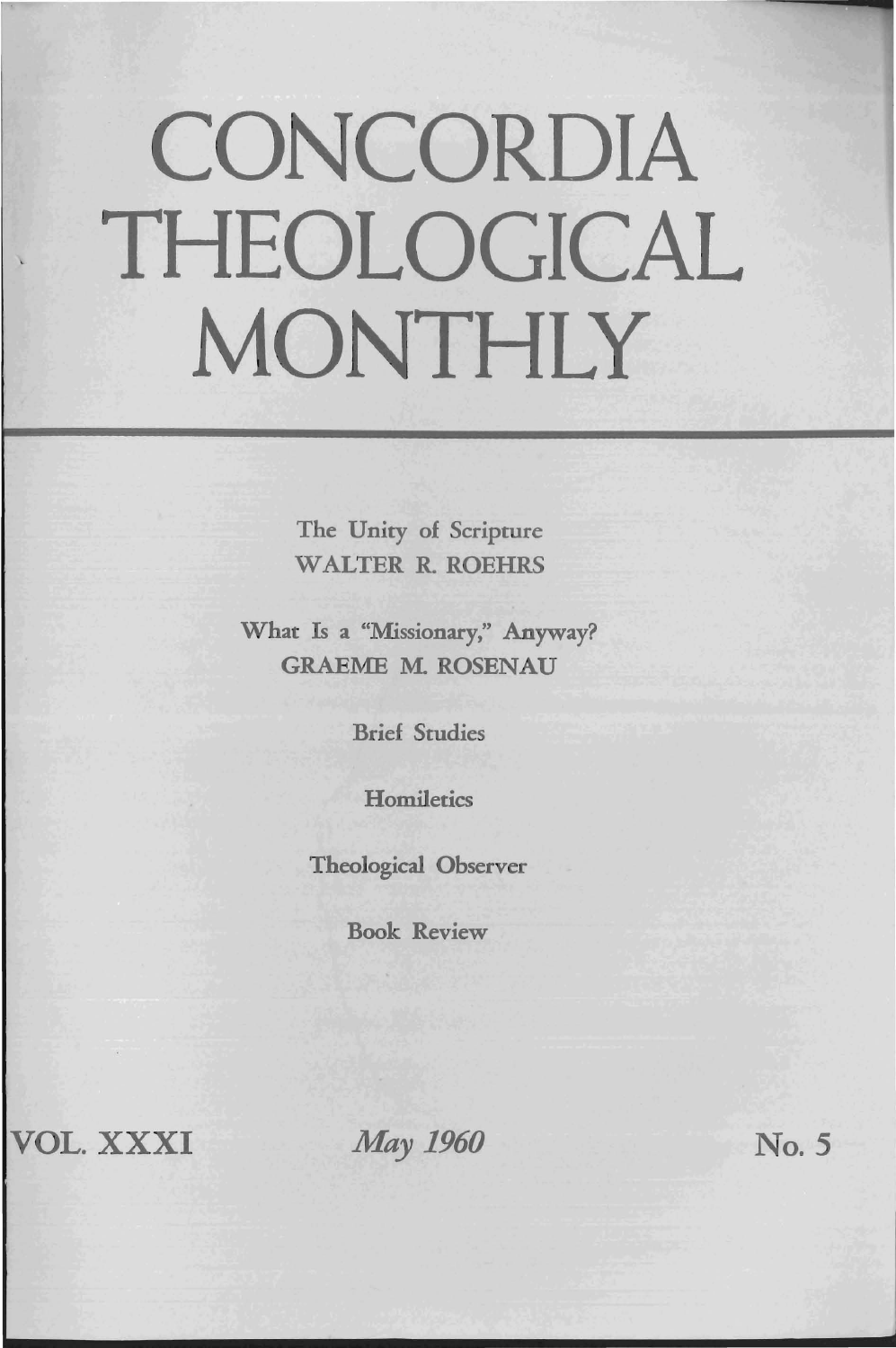# CONCORDIA THEOLOGICAL MONTHLY

The Unity of Scripture
WALTER R. ROEHRS

What Is a "Missionary," Anyway?
GRAEME M. ROSENAU

Brief Studies

Homiletics

Theological Observer

Book Review

VOL. XXXI *May 1960* No. 5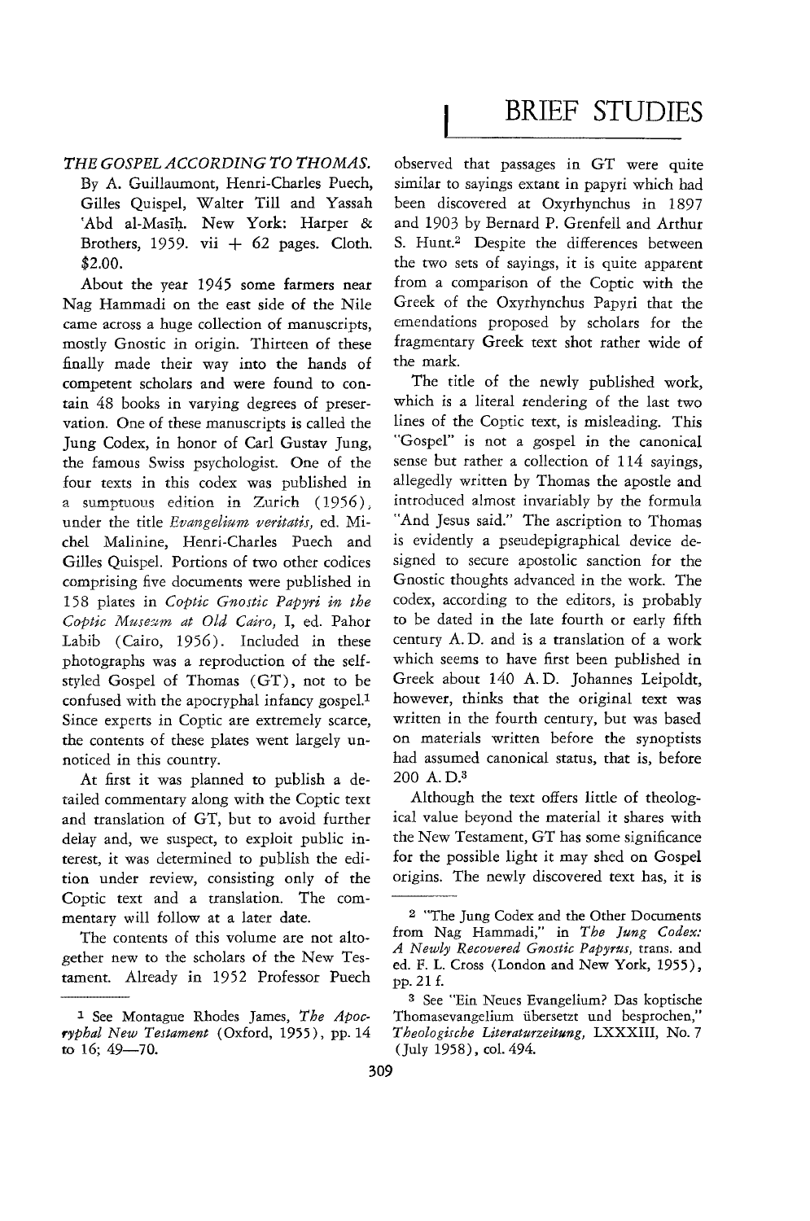# BRIEF STUDIES

*THE GOSPEL ACCORDING TO THOMAS.* By A. Guillaumont, Henri-Charles Puech, Gilles Quispel, Walter Till and Yassah 'Abd al-Masīḥ. New York: Harper & Brothers, 1959. vii + 62 pages. Cloth. $2.00.

About the year 1945 some farmers near Nag Hammadi on the east side of the Nile came across a huge collection of manuscripts, mostly Gnostic in origin. Thirteen of these finally made their way into the hands of competent scholars and were found to contain 48 books in varying degrees of preservation. One of these manuscripts is called the Jung Codex, in honor of Carl Gustav Jung, the famous Swiss psychologist. One of the four texts in this codex was published in a sumptuous edition in Zurich (1956), under the title *Evangelium veritatis,* ed. Michel Malinine, Henri-Charles Puech and Gilles Quispel. Portions of two other codices comprising five documents were published in 158 plates in *Coptic Gnostic Papyri in the Coptic Museum at Old Cairo,* I, ed. Pahor Labib (Cairo, 1956). Included in these photographs was a reproduction of the self-styled Gospel of Thomas (GT), not to be confused with the apocryphal infancy gospel.[1] Since experts in Coptic are extremely scarce, the contents of these plates went largely unnoticed in this country.

At first it was planned to publish a detailed commentary along with the Coptic text and translation of GT, but to avoid further delay and, we suspect, to exploit public interest, it was determined to publish the edition under review, consisting only of the Coptic text and a translation. The commentary will follow at a later date.

The contents of this volume are not altogether new to the scholars of the New Testament. Already in 1952 Professor Puech observed that passages in GT were quite similar to sayings extant in papyri which had been discovered at Oxyrhynchus in 1897 and 1903 by Bernard P. Grenfell and Arthur S. Hunt.[2] Despite the differences between the two sets of sayings, it is quite apparent from a comparison of the Coptic with the Greek of the Oxyrhynchus Papyri that the emendations proposed by scholars for the fragmentary Greek text shot rather wide of the mark.

The title of the newly published work, which is a literal rendering of the last two lines of the Coptic text, is misleading. This "Gospel" is not a gospel in the canonical sense but rather a collection of 114 sayings, allegedly written by Thomas the apostle and introduced almost invariably by the formula "And Jesus said." The ascription to Thomas is evidently a pseudepigraphical device designed to secure apostolic sanction for the Gnostic thoughts advanced in the work. The codex, according to the editors, is probably to be dated in the late fourth or early fifth century A. D. and is a translation of a work which seems to have first been published in Greek about 140 A. D. Johannes Leipoldt, however, thinks that the original text was written in the fourth century, but was based on materials written before the synoptists had assumed canonical status, that is, before 200 A. D.[3]

Although the text offers little of theological value beyond the material it shares with the New Testament, GT has some significance for the possible light it may shed on Gospel origins. The newly discovered text has, it is

---

[1] See Montague Rhodes James, *The Apocryphal New Testament* (Oxford, 1955), pp. 14 to 16; 49—70.

[2] "The Jung Codex and the Other Documents from Nag Hammadi," in *The Jung Codex: A Newly Recovered Gnostic Papyrus,* trans. and ed. F. L. Cross (London and New York, 1955), pp. 21 f.

[3] See "Ein Neues Evangelium? Das koptische Thomasevangelium übersetzt und besprochen," *Theologische Literaturzeitung,* LXXXIII, No. 7 (July 1958), col. 494.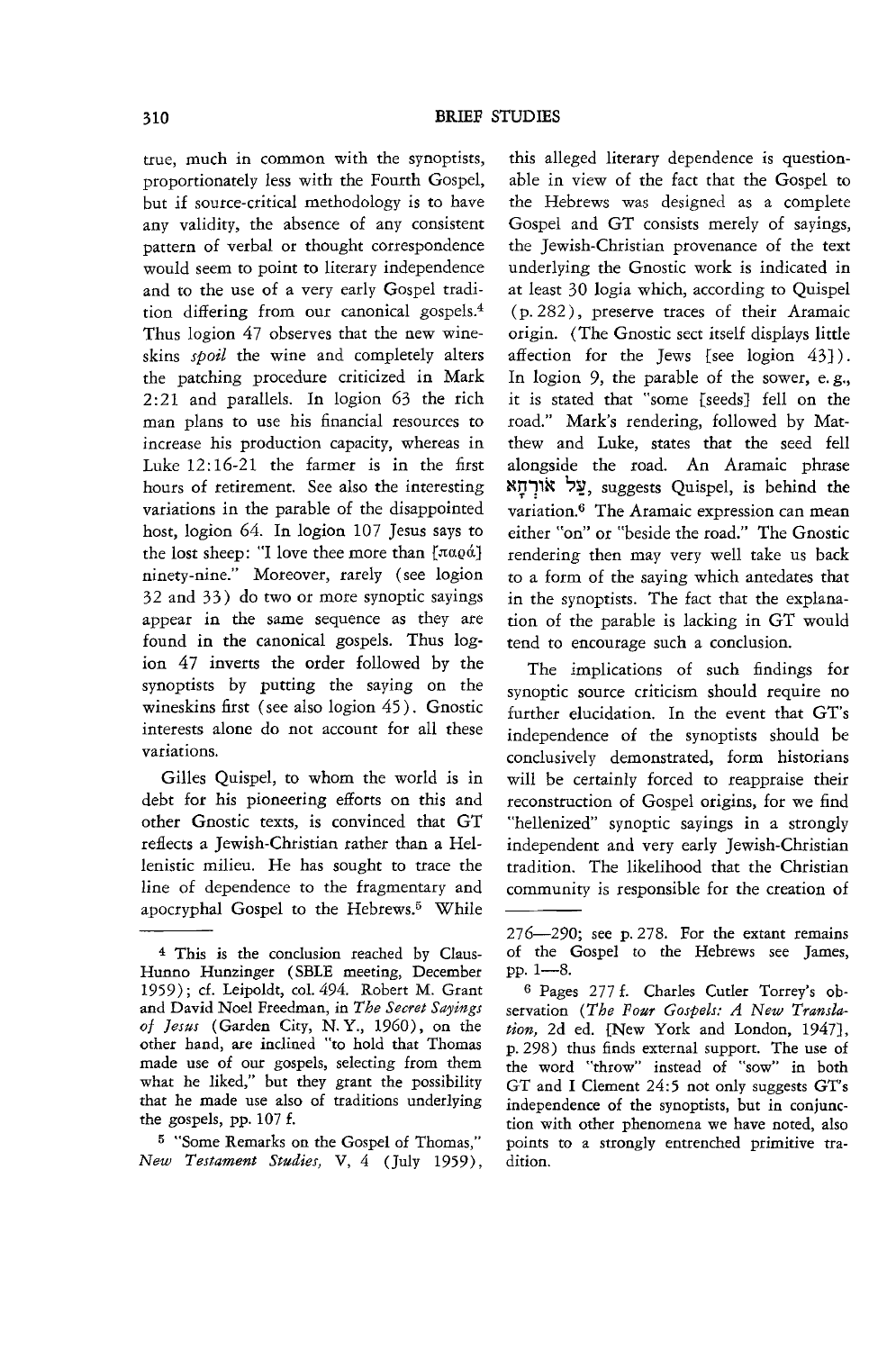true, much in common with the synoptists, proportionately less with the Fourth Gospel, but if source-critical methodology is to have any validity, the absence of any consistent pattern of verbal or thought correspondence would seem to point to literary independence and to the use of a very early Gospel tradition differing from our canonical gospels.[4] Thus logion 47 observes that the new wineskins *spoil* the wine and completely alters the patching procedure criticized in Mark 2:21 and parallels. In logion 63 the rich man plans to use his financial resources to increase his production capacity, whereas in Luke 12:16-21 the farmer is in the first hours of retirement. See also the interesting variations in the parable of the disappointed host, logion 64. In logion 107 Jesus says to the lost sheep: "I love thee more than [παρά] ninety-nine." Moreover, rarely (see logion 32 and 33) do two or more synoptic sayings appear in the same sequence as they are found in the canonical gospels. Thus logion 47 inverts the order followed by the synoptists by putting the saying on the wineskins first (see also logion 45). Gnostic interests alone do not account for all these variations.

Gilles Quispel, to whom the world is in debt for his pioneering efforts on this and other Gnostic texts, is convinced that GT reflects a Jewish-Christian rather than a Hellenistic milieu. He has sought to trace the line of dependence to the fragmentary and apocryphal Gospel to the Hebrews.[5] While this alleged literary dependence is questionable in view of the fact that the Gospel to the Hebrews was designed as a complete Gospel and GT consists merely of sayings, the Jewish-Christian provenance of the text underlying the Gnostic work is indicated in at least 30 logia which, according to Quispel (p. 282), preserve traces of their Aramaic origin. (The Gnostic sect itself displays little affection for the Jews [see logion 43]). In logion 9, the parable of the sower, e. g., it is stated that "some [seeds] fell on the road." Mark's rendering, followed by Matthew and Luke, states that the seed fell alongside the road. An Aramaic phrase עַל אוֹרְחָא, suggests Quispel, is behind the variation.[6] The Aramaic expression can mean either "on" or "beside the road." The Gnostic rendering then may very well take us back to a form of the saying which antedates that in the synoptists. The fact that the explanation of the parable is lacking in GT would tend to encourage such a conclusion.

The implications of such findings for synoptic source criticism should require no further elucidation. In the event that GT's independence of the synoptists should be conclusively demonstrated, form historians will be certainly forced to reappraise their reconstruction of Gospel origins, for we find "hellenized" synoptic sayings in a strongly independent and very early Jewish-Christian tradition. The likelihood that the Christian community is responsible for the creation of

---

[4] This is the conclusion reached by Claus-Hunno Hunzinger (SBLE meeting, December 1959); cf. Leipoldt, col. 494. Robert M. Grant and David Noel Freedman, in *The Secret Sayings of Jesus* (Garden City, N. Y., 1960), on the other hand, are inclined "to hold that Thomas made use of our gospels, selecting from them what he liked," but they grant the possibility that he made use also of traditions underlying the gospels, pp. 107 f.

[5] "Some Remarks on the Gospel of Thomas," *New Testament Studies*, V, 4 (July 1959), 276—290; see p. 278. For the extant remains of the Gospel to the Hebrews see James, pp. 1—8.

[6] Pages 277 f. Charles Cutler Torrey's observation (*The Four Gospels: A New Translation*, 2d ed. [New York and London, 1947], p. 298) thus finds external support. The use of the word "throw" instead of "sow" in both GT and I Clement 24:5 not only suggests GT's independence of the synoptists, but in conjunction with other phenomena we have noted, also points to a strongly entrenched primitive tradition.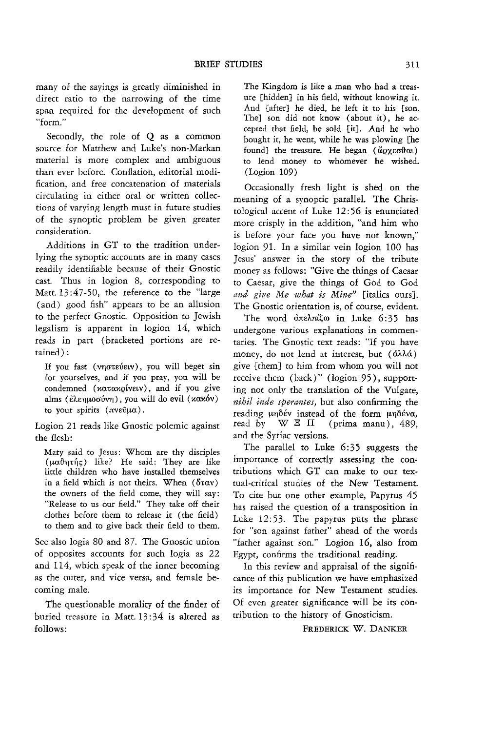many of the sayings is greatly diminished in direct ratio to the narrowing of the time span required for the development of such "form."

Secondly, the role of Q as a common source for Matthew and Luke's non-Markan material is more complex and ambiguous than ever before. Conflation, editorial modification, and free concatenation of materials circulating in either oral or written collections of varying length must in future studies of the synoptic problem be given greater consideration.

Additions in GT to the tradition underlying the synoptic accounts are in many cases readily identifiable because of their Gnostic cast. Thus in logion 8, corresponding to Matt. 13:47-50, the reference to the "large (and) good fish" appears to be an allusion to the perfect Gnostic. Opposition to Jewish legalism is apparent in logion 14, which reads in part (bracketed portions are retained):

> If you fast (νηστεύειν), you will beget sin for yourselves, and if you pray, you will be condemned (κατακρίνειν), and if you give alms (ἐλεημοσύνη), you will do evil (κακόν) to your spirits (πνεῦμα).

Logion 21 reads like Gnostic polemic against the flesh:

> Mary said to Jesus: Whom are thy disciples (μαθητής) like? He said: They are like little children who have installed themselves in a field which is not theirs. When (ὅταν) the owners of the field come, they will say: "Release to us our field." They take off their clothes before them to release it (the field) to them and to give back their field to them.

See also logia 80 and 87. The Gnostic union of opposites accounts for such logia as 22 and 114, which speak of the inner becoming as the outer, and vice versa, and female becoming male.

The questionable morality of the finder of buried treasure in Matt. 13:34 is altered as follows:

> The Kingdom is like a man who had a treasure [hidden] in his field, without knowing it. And [after] he died, he left it to his [son. The] son did not know (about it), he accepted that field, he sold [it]. And he who bought it, he went, while he was plowing [he found] the treasure. He began (ἄρχεσθαι) to lend money to whomever he wished. (Logion 109)

Occasionally fresh light is shed on the meaning of a synoptic parallel. The Christological accent of Luke 12:56 is enunciated more crisply in the addition, "and him who is before your face you have not known," logion 91. In a similar vein logion 100 has Jesus' answer in the story of the tribute money as follows: "Give the things of Caesar to Caesar, give the things of God to God *and give Me what is Mine*" [italics ours]. The Gnostic orientation is, of course, evident.

The word ἀπελπίζω in Luke 6:35 has undergone various explanations in commentaries. The Gnostic text reads: "If you have money, do not lend at interest, but (ἀλλά) give [them] to him from whom you will not receive them (back)" (logion 95), supporting not only the translation of the Vulgate, *nihil inde sperantes*, but also confirming the reading μηδέν instead of the form μηδένα, read by W Ξ Π (prima manu), 489, and the Syriac versions.

The parallel to Luke 6:35 suggests the importance of correctly assessing the contributions which GT can make to our textual-critical studies of the New Testament. To cite but one other example, Papyrus 45 has raised the question of a transposition in Luke 12:53. The papyrus puts the phrase for "son against father" ahead of the words "father against son." Logion 16, also from Egypt, confirms the traditional reading.

In this review and appraisal of the significance of this publication we have emphasized its importance for New Testament studies. Of even greater significance will be its contribution to the history of Gnosticism.

FREDERICK W. DANKER